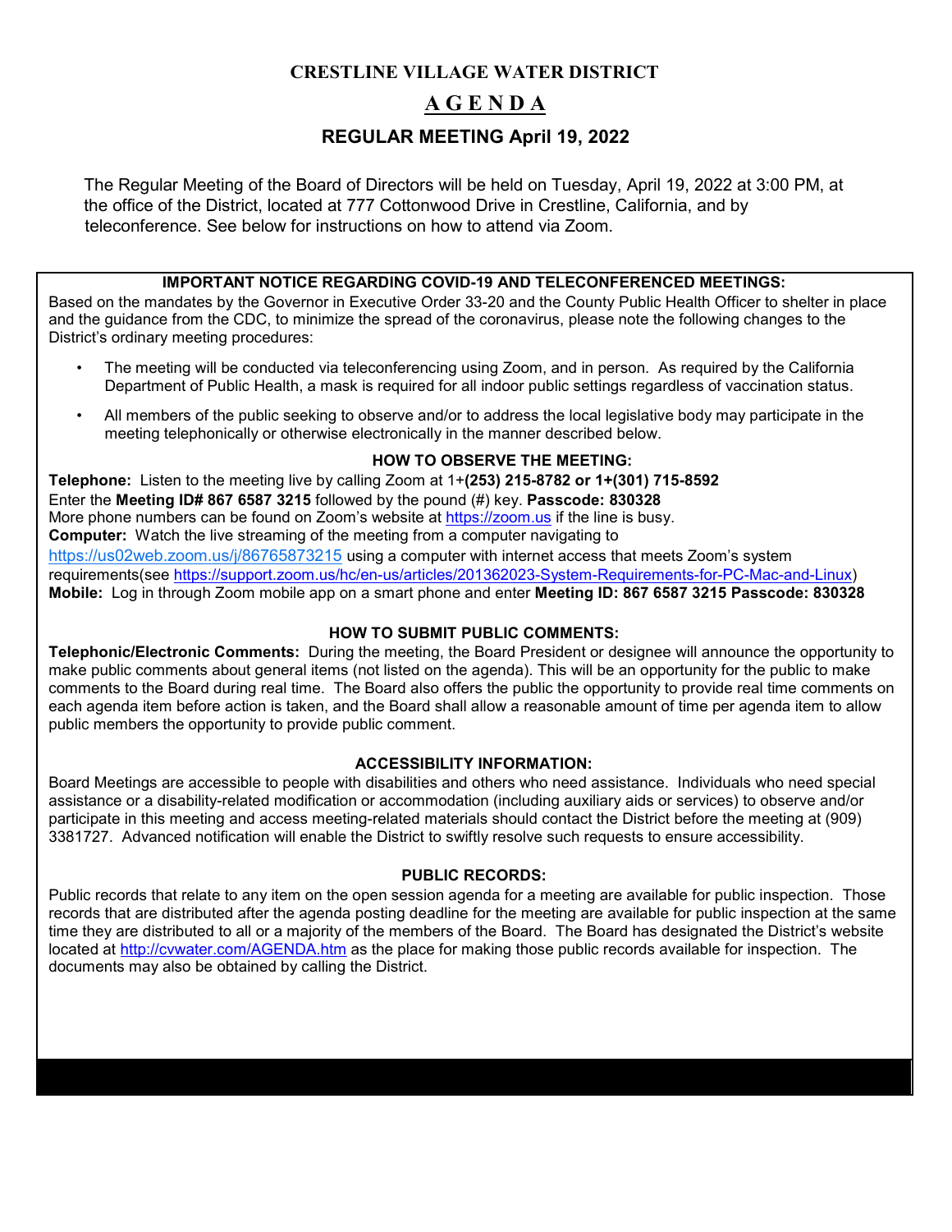# CRESTLINE VILLAGE WATER DISTRICT

## A G E N D A

### REGULAR MEETING April 19, 2022

The Regular Meeting of the Board of Directors will be held on Tuesday, April 19, 2022 at 3:00 PM, at the office of the District, located at 777 Cottonwood Drive in Crestline, California, and by teleconference. See below for instructions on how to attend via Zoom.

**IMPORTANT NOTICE REGARDING COVID-19 AND TELECONFERENCED MEETINGS:**

Based on the mandates by the Governor in Executive Order 33-20 and the County Public Health Officer to shelter in place and the guidance from the CDC, to minimize the spread of the coronavirus, please note the following changes to the District's ordinary meeting procedures:

- The meeting will be conducted via teleconferencing using Zoom, and in person. As required by the California Department of Public Health, a mask is required for all indoor public settings regardless of vaccination status.
- All members of the public seeking to observe and/or to address the local legislative body may participate in the meeting telephonically or otherwise electronically in the manner described below.

**HOW TO OBSERVE THE MEETING:**

**Telephone:** Listen to the meeting live by calling Zoom at 1+**(253) 215-8782 or 1+(301) 715-8592**
Enter the **Meeting ID# 867 6587 3215** followed by the pound (#) key. **Passcode: 830328**
More phone numbers can be found on Zoom's website at https://zoom.us if the line is busy.
**Computer:** Watch the live streaming of the meeting from a computer navigating to https://us02web.zoom.us/j/86765873215 using a computer with internet access that meets Zoom's system requirements(see https://support.zoom.us/hc/en-us/articles/201362023-System-Requirements-for-PC-Mac-and-Linux)
**Mobile:** Log in through Zoom mobile app on a smart phone and enter **Meeting ID: 867 6587 3215 Passcode: 830328**

**HOW TO SUBMIT PUBLIC COMMENTS:**

**Telephonic/Electronic Comments:** During the meeting, the Board President or designee will announce the opportunity to make public comments about general items (not listed on the agenda). This will be an opportunity for the public to make comments to the Board during real time. The Board also offers the public the opportunity to provide real time comments on each agenda item before action is taken, and the Board shall allow a reasonable amount of time per agenda item to allow public members the opportunity to provide public comment.

**ACCESSIBILITY INFORMATION:**

Board Meetings are accessible to people with disabilities and others who need assistance. Individuals who need special assistance or a disability-related modification or accommodation (including auxiliary aids or services) to observe and/or participate in this meeting and access meeting-related materials should contact the District before the meeting at (909) 3381727. Advanced notification will enable the District to swiftly resolve such requests to ensure accessibility.

**PUBLIC RECORDS:**

Public records that relate to any item on the open session agenda for a meeting are available for public inspection. Those records that are distributed after the agenda posting deadline for the meeting are available for public inspection at the same time they are distributed to all or a majority of the members of the Board. The Board has designated the District's website located at http://cvwater.com/AGENDA.htm as the place for making those public records available for inspection. The documents may also be obtained by calling the District.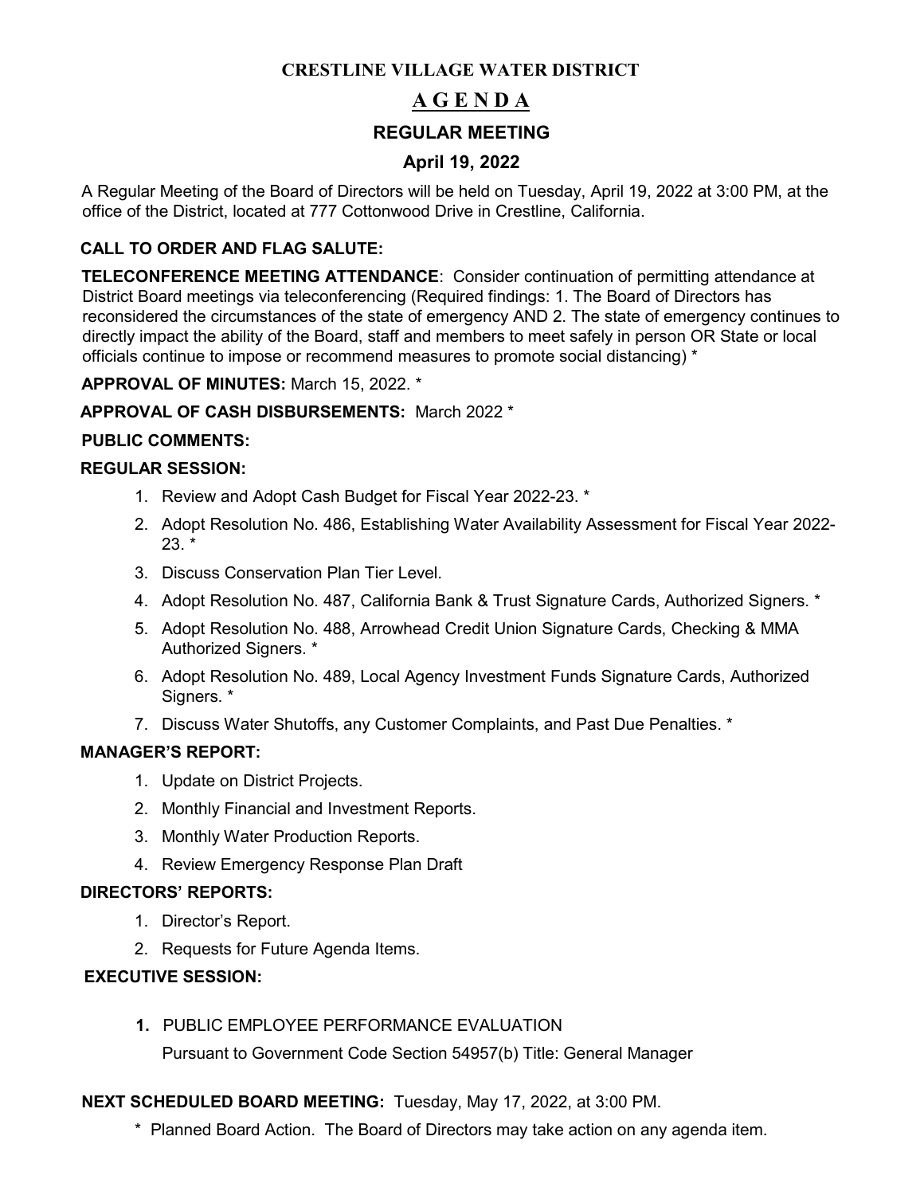**CRESTLINE VILLAGE WATER DISTRICT**

# A G E N D A

## REGULAR MEETING

## April 19, 2022

A Regular Meeting of the Board of Directors will be held on Tuesday, April 19, 2022 at 3:00 PM, at the office of the District, located at 777 Cottonwood Drive in Crestline, California.

**CALL TO ORDER AND FLAG SALUTE:**

**TELECONFERENCE MEETING ATTENDANCE**: Consider continuation of permitting attendance at District Board meetings via teleconferencing (Required findings: 1. The Board of Directors has reconsidered the circumstances of the state of emergency AND 2. The state of emergency continues to directly impact the ability of the Board, staff and members to meet safely in person OR State or local officials continue to impose or recommend measures to promote social distancing) *

**APPROVAL OF MINUTES:** March 15, 2022. *

**APPROVAL OF CASH DISBURSEMENTS:** March 2022 *

**PUBLIC COMMENTS:**

**REGULAR SESSION:**

1. Review and Adopt Cash Budget for Fiscal Year 2022-23. *
2. Adopt Resolution No. 486, Establishing Water Availability Assessment for Fiscal Year 2022-23. *
3. Discuss Conservation Plan Tier Level.
4. Adopt Resolution No. 487, California Bank & Trust Signature Cards, Authorized Signers. *
5. Adopt Resolution No. 488, Arrowhead Credit Union Signature Cards, Checking & MMA Authorized Signers. *
6. Adopt Resolution No. 489, Local Agency Investment Funds Signature Cards, Authorized Signers. *
7. Discuss Water Shutoffs, any Customer Complaints, and Past Due Penalties. *

**MANAGER'S REPORT:**

1. Update on District Projects.
2. Monthly Financial and Investment Reports.
3. Monthly Water Production Reports.
4. Review Emergency Response Plan Draft

**DIRECTORS' REPORTS:**

1. Director's Report.
2. Requests for Future Agenda Items.

**EXECUTIVE SESSION:**

1. PUBLIC EMPLOYEE PERFORMANCE EVALUATION
   Pursuant to Government Code Section 54957(b) Title: General Manager

**NEXT SCHEDULED BOARD MEETING:** Tuesday, May 17, 2022, at 3:00 PM.

\* Planned Board Action. The Board of Directors may take action on any agenda item.